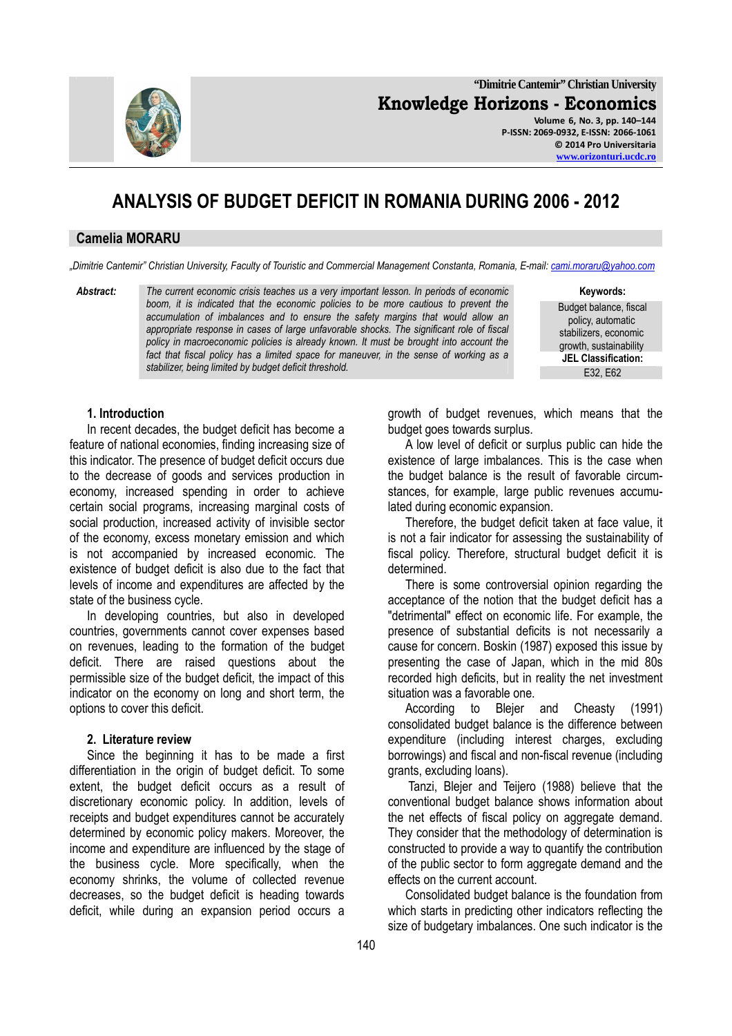# ANALYSIS OF BUDGET DEFICIT IN ROMANIA DURING 2006 - 2012

## Camelia MORARU

*„Dimitrie Cantemir" Christian University, Faculty of Touristic and Commercial Management Constanta, Romania, E-mail: cami.moraru@yahoo.com*

**Abstract:** *The current economic crisis teaches us a very important lesson. In periods of economic boom, it is indicated that the economic policies to be more cautious to prevent the accumulation of imbalances and to ensure the safety margins that would allow an appropriate response in cases of large unfavorable shocks. The significant role of fiscal policy in macroeconomic policies is already known. It must be brought into account the fact that fiscal policy has a limited space for maneuver, in the sense of working as a stabilizer, being limited by budget deficit threshold.*

**Keywords:** Budget balance, fiscal policy, automatic stabilizers, economic growth, sustainability

**JEL Classification:** E32, E62

### 1. Introduction

In recent decades, the budget deficit has become a feature of national economies, finding increasing size of this indicator. The presence of budget deficit occurs due to the decrease of goods and services production in economy, increased spending in order to achieve certain social programs, increasing marginal costs of social production, increased activity of invisible sector of the economy, excess monetary emission and which is not accompanied by increased economic. The existence of budget deficit is also due to the fact that levels of income and expenditures are affected by the state of the business cycle.

In developing countries, but also in developed countries, governments cannot cover expenses based on revenues, leading to the formation of the budget deficit. There are raised questions about the permissible size of the budget deficit, the impact of this indicator on the economy on long and short term, the options to cover this deficit.

### 2. Literature review

Since the beginning it has to be made a first differentiation in the origin of budget deficit. To some extent, the budget deficit occurs as a result of discretionary economic policy. In addition, levels of receipts and budget expenditures cannot be accurately determined by economic policy makers. Moreover, the income and expenditure are influenced by the stage of the business cycle. More specifically, when the economy shrinks, the volume of collected revenue decreases, so the budget deficit is heading towards deficit, while during an expansion period occurs a growth of budget revenues, which means that the budget goes towards surplus.

A low level of deficit or surplus public can hide the existence of large imbalances. This is the case when the budget balance is the result of favorable circumstances, for example, large public revenues accumulated during economic expansion.

Therefore, the budget deficit taken at face value, it is not a fair indicator for assessing the sustainability of fiscal policy. Therefore, structural budget deficit it is determined.

There is some controversial opinion regarding the acceptance of the notion that the budget deficit has a "detrimental" effect on economic life. For example, the presence of substantial deficits is not necessarily a cause for concern. Boskin (1987) exposed this issue by presenting the case of Japan, which in the mid 80s recorded high deficits, but in reality the net investment situation was a favorable one.

According to Blejer and Cheasty (1991) consolidated budget balance is the difference between expenditure (including interest charges, excluding borrowings) and fiscal and non-fiscal revenue (including grants, excluding loans).

Tanzi, Blejer and Teijero (1988) believe that the conventional budget balance shows information about the net effects of fiscal policy on aggregate demand. They consider that the methodology of determination is constructed to provide a way to quantify the contribution of the public sector to form aggregate demand and the effects on the current account.

Consolidated budget balance is the foundation from which starts in predicting other indicators reflecting the size of budgetary imbalances. One such indicator is the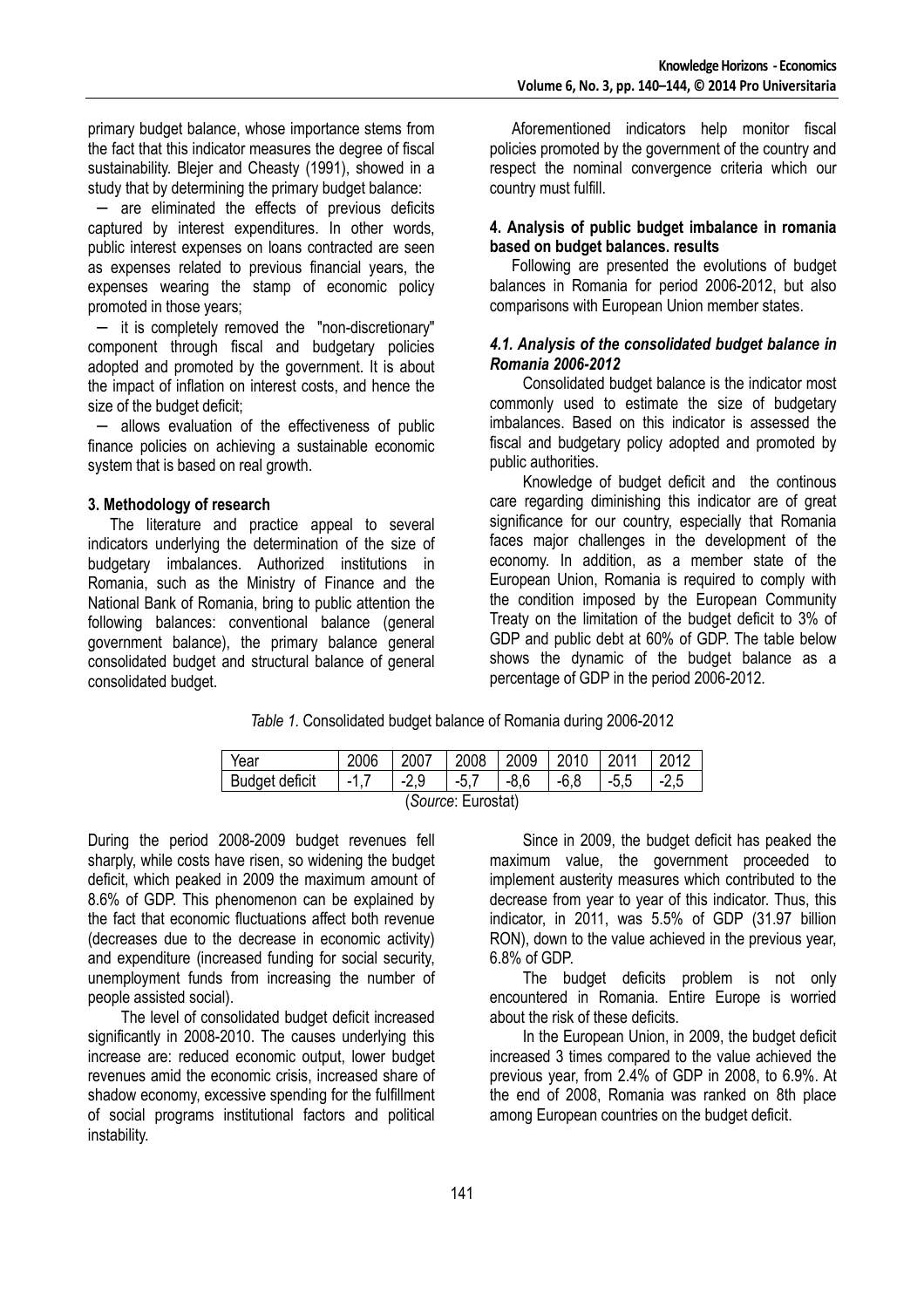primary budget balance, whose importance stems from the fact that this indicator measures the degree of fiscal sustainability. Blejer and Cheasty (1991), showed in a study that by determining the primary budget balance:

- are eliminated the effects of previous deficits captured by interest expenditures. In other words, public interest expenses on loans contracted are seen as expenses related to previous financial years, the expenses wearing the stamp of economic policy promoted in those years;
- it is completely removed the "non-discretionary" component through fiscal and budgetary policies adopted and promoted by the government. It is about the impact of inflation on interest costs, and hence the size of the budget deficit;
- allows evaluation of the effectiveness of public finance policies on achieving a sustainable economic system that is based on real growth.

### 3. Methodology of research

The literature and practice appeal to several indicators underlying the determination of the size of budgetary imbalances. Authorized institutions in Romania, such as the Ministry of Finance and the National Bank of Romania, bring to public attention the following balances: conventional balance (general government balance), the primary balance general consolidated budget and structural balance of general consolidated budget.

Aforementioned indicators help monitor fiscal policies promoted by the government of the country and respect the nominal convergence criteria which our country must fulfill.

### 4. Analysis of public budget imbalance in romania based on budget balances. results

Following are presented the evolutions of budget balances in Romania for period 2006-2012, but also comparisons with European Union member states.

#### *4.1. Analysis of the consolidated budget balance in Romania 2006-2012*

Consolidated budget balance is the indicator most commonly used to estimate the size of budgetary imbalances. Based on this indicator is assessed the fiscal and budgetary policy adopted and promoted by public authorities.

Knowledge of budget deficit and the continous care regarding diminishing this indicator are of great significance for our country, especially that Romania faces major challenges in the development of the economy. In addition, as a member state of the European Union, Romania is required to comply with the condition imposed by the European Community Treaty on the limitation of the budget deficit to 3% of GDP and public debt at 60% of GDP. The table below shows the dynamic of the budget balance as a percentage of GDP in the period 2006-2012.

*Table 1.* Consolidated budget balance of Romania during 2006-2012

| Year | 2006 | 2007 | 2008 | 2009 | 2010 | 2011 | 2012 |
|---|---|---|---|---|---|---|---|
| Budget deficit | -1,7 | -2,9 | -5,7 | -8,6 | -6,8 | -5,5 | -2,5 |

(*Source*: Eurostat)

During the period 2008-2009 budget revenues fell sharply, while costs have risen, so widening the budget deficit, which peaked in 2009 the maximum amount of 8.6% of GDP. This phenomenon can be explained by the fact that economic fluctuations affect both revenue (decreases due to the decrease in economic activity) and expenditure (increased funding for social security, unemployment funds from increasing the number of people assisted social).

The level of consolidated budget deficit increased significantly in 2008-2010. The causes underlying this increase are: reduced economic output, lower budget revenues amid the economic crisis, increased share of shadow economy, excessive spending for the fulfillment of social programs institutional factors and political instability.

Since in 2009, the budget deficit has peaked the maximum value, the government proceeded to implement austerity measures which contributed to the decrease from year to year of this indicator. Thus, this indicator, in 2011, was 5.5% of GDP (31.97 billion RON), down to the value achieved in the previous year, 6.8% of GDP.

The budget deficits problem is not only encountered in Romania. Entire Europe is worried about the risk of these deficits.

In the European Union, in 2009, the budget deficit increased 3 times compared to the value achieved the previous year, from 2.4% of GDP in 2008, to 6.9%. At the end of 2008, Romania was ranked on 8th place among European countries on the budget deficit.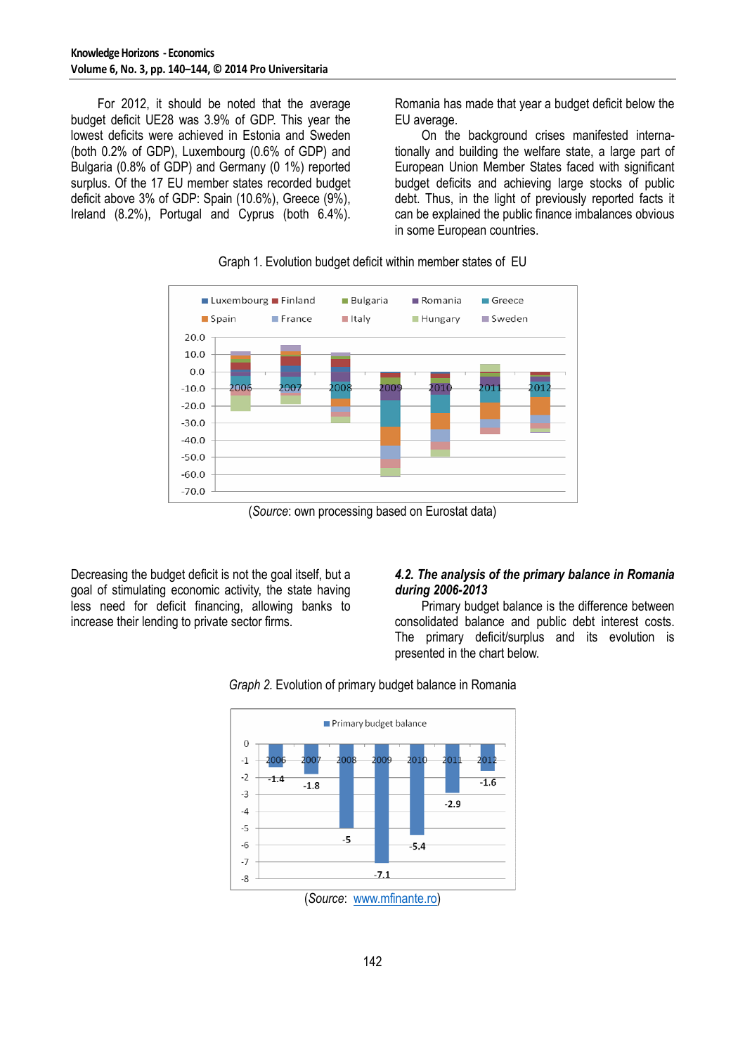For 2012, it should be noted that the average budget deficit UE28 was 3.9% of GDP. This year the lowest deficits were achieved in Estonia and Sweden (both 0.2% of GDP), Luxembourg (0.6% of GDP) and Bulgaria (0.8% of GDP) and Germany (0 1%) reported surplus. Of the 17 EU member states recorded budget deficit above 3% of GDP: Spain (10.6%), Greece (9%), Ireland (8.2%), Portugal and Cyprus (both 6.4%). Romania has made that year a budget deficit below the EU average.

On the background crises manifested internationally and building the welfare state, a large part of European Union Member States faced with significant budget deficits and achieving large stocks of public debt. Thus, in the light of previously reported facts it can be explained the public finance imbalances obvious in some European countries.

Graph 1. Evolution budget deficit within member states of EU

(*Source*: own processing based on Eurostat data)

Decreasing the budget deficit is not the goal itself, but a goal of stimulating economic activity, the state having less need for deficit financing, allowing banks to increase their lending to private sector firms.

### *4.2. The analysis of the primary balance in Romania during 2006-2013*

Primary budget balance is the difference between consolidated balance and public debt interest costs. The primary deficit/surplus and its evolution is presented in the chart below.

*Graph 2.* Evolution of primary budget balance in Romania

| Year | Primary budget balance |
|---|---|
| 2006 | -1.4 |
| 2007 | -1.8 |
| 2008 | -5 |
| 2009 | -7.1 |
| 2010 | -5.4 |
| 2011 | -2.9 |
| 2012 | -1.6 |

(*Source*: www.mfinante.ro)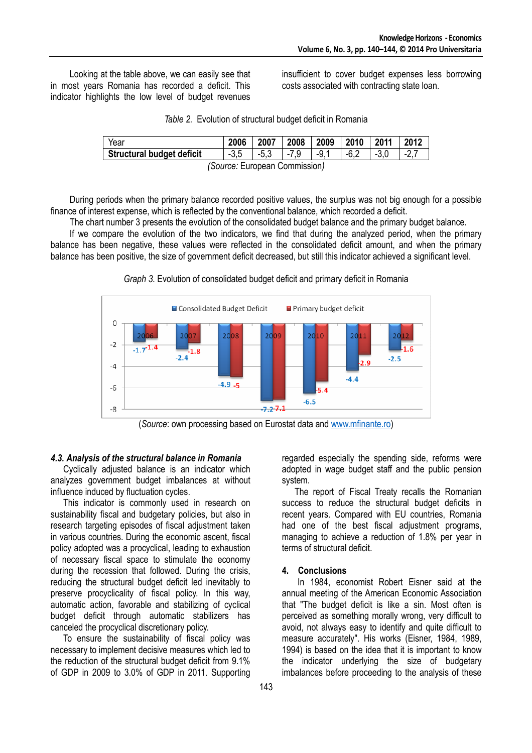Looking at the table above, we can easily see that in most years Romania has recorded a deficit. This indicator highlights the low level of budget revenues insufficient to cover budget expenses less borrowing costs associated with contracting state loan.

*Table 2.* Evolution of structural budget deficit in Romania

| Year | 2006 | 2007 | 2008 | 2009 | 2010 | 2011 | 2012 |
|---|---|---|---|---|---|---|---|
| **Structural budget deficit** | -3,5 | -5,3 | -7,9 | -9,1 | -6,2 | -3,0 | -2,7 |

*(Source:* European Commission*)*

During periods when the primary balance recorded positive values, the surplus was not big enough for a possible finance of interest expense, which is reflected by the conventional balance, which recorded a deficit.

The chart number 3 presents the evolution of the consolidated budget balance and the primary budget balance.

If we compare the evolution of the two indicators, we find that during the analyzed period, when the primary balance has been negative, these values were reflected in the consolidated deficit amount, and when the primary balance has been positive, the size of government deficit decreased, but still this indicator achieved a significant level.

*Graph 3.* Evolution of consolidated budget deficit and primary deficit in Romania

(*Source*: own processing based on Eurostat data and www.mfinante.ro)

### *4.3. Analysis of the structural balance in Romania*

Cyclically adjusted balance is an indicator which analyzes government budget imbalances at without influence induced by fluctuation cycles.

This indicator is commonly used in research on sustainability fiscal and budgetary policies, but also in research targeting episodes of fiscal adjustment taken in various countries. During the economic ascent, fiscal policy adopted was a procyclical, leading to exhaustion of necessary fiscal space to stimulate the economy during the recession that followed. During the crisis, reducing the structural budget deficit led inevitably to preserve procyclicity of fiscal policy. In this way, automatic action, favorable and stabilizing of cyclical budget deficit through automatic stabilizers has canceled the procyclical discretionary policy.

To ensure the sustainability of fiscal policy was necessary to implement decisive measures which led to the reduction of the structural budget deficit from 9.1% of GDP in 2009 to 3.0% of GDP in 2011. Supporting regarded especially the spending side, reforms were adopted in wage budget staff and the public pension system.

The report of Fiscal Treaty recalls the Romanian success to reduce the structural budget deficits in recent years. Compared with EU countries, Romania had one of the best fiscal adjustment programs, managing to achieve a reduction of 1.8% per year in terms of structural deficit.

## 4. Conclusions

In 1984, economist Robert Eisner said at the annual meeting of the American Economic Association that "The budget deficit is like a sin. Most often is perceived as something morally wrong, very difficult to avoid, not always easy to identify and quite difficult to measure accurately". His works (Eisner, 1984, 1989, 1994) is based on the idea that it is important to know the indicator underlying the size of budgetary imbalances before proceeding to the analysis of these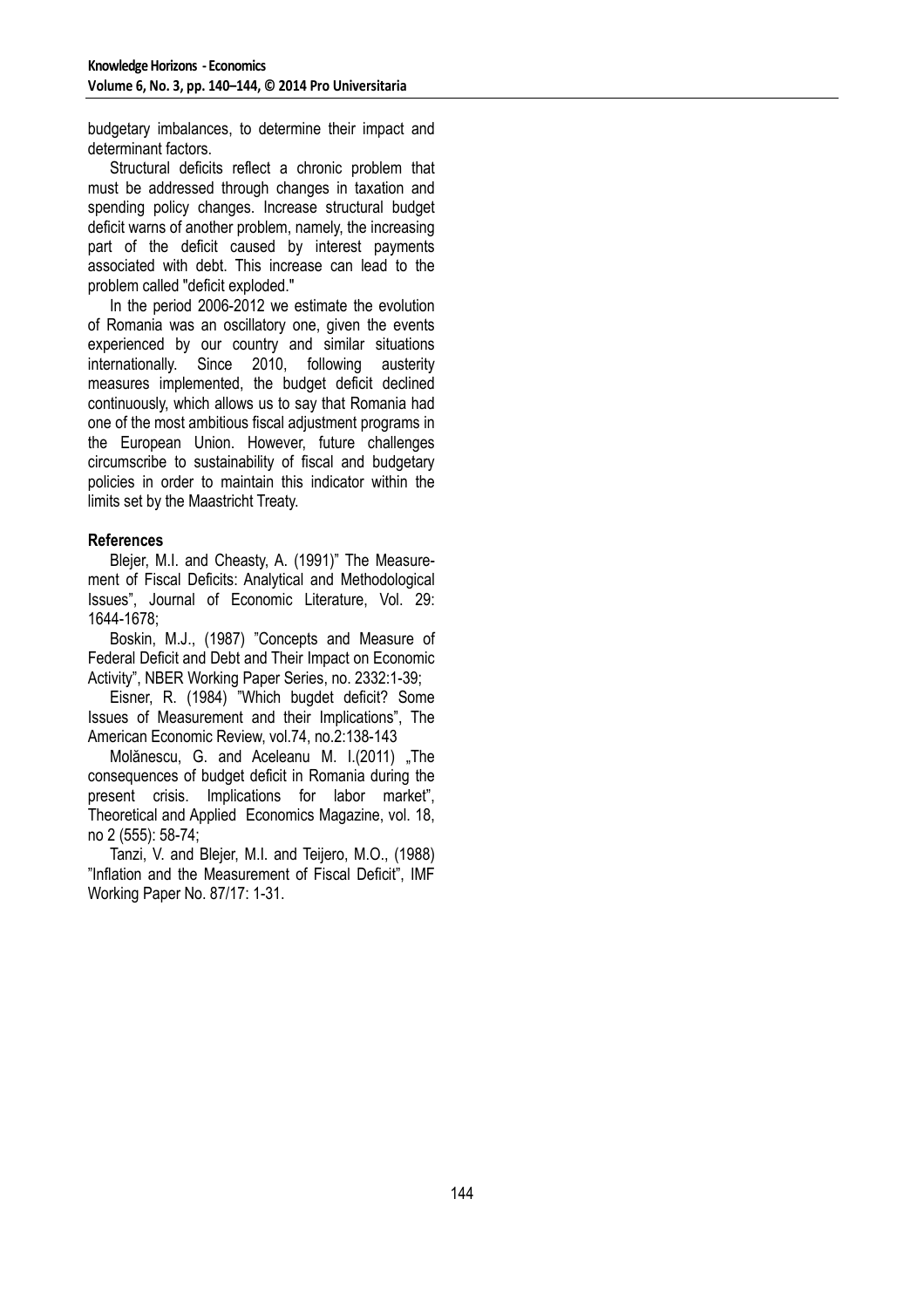budgetary imbalances, to determine their impact and determinant factors.

Structural deficits reflect a chronic problem that must be addressed through changes in taxation and spending policy changes. Increase structural budget deficit warns of another problem, namely, the increasing part of the deficit caused by interest payments associated with debt. This increase can lead to the problem called "deficit exploded."

In the period 2006-2012 we estimate the evolution of Romania was an oscillatory one, given the events experienced by our country and similar situations internationally. Since 2010, following austerity measures implemented, the budget deficit declined continuously, which allows us to say that Romania had one of the most ambitious fiscal adjustment programs in the European Union. However, future challenges circumscribe to sustainability of fiscal and budgetary policies in order to maintain this indicator within the limits set by the Maastricht Treaty.

**References**

Blejer, M.I. and Cheasty, A. (1991)" The Measurement of Fiscal Deficits: Analytical and Methodological Issues", Journal of Economic Literature, Vol. 29: 1644-1678;

Boskin, M.J., (1987) "Concepts and Measure of Federal Deficit and Debt and Their Impact on Economic Activity", NBER Working Paper Series, no. 2332:1-39;

Eisner, R. (1984) "Which bugdet deficit? Some Issues of Measurement and their Implications", The American Economic Review, vol.74, no.2:138-143

Molănescu, G. and Aceleanu M. I.(2011) „The consequences of budget deficit in Romania during the present crisis. Implications for labor market", Theoretical and Applied Economics Magazine, vol. 18, no 2 (555): 58-74;

Tanzi, V. and Blejer, M.I. and Teijero, M.O., (1988) "Inflation and the Measurement of Fiscal Deficit", IMF Working Paper No. 87/17: 1-31.